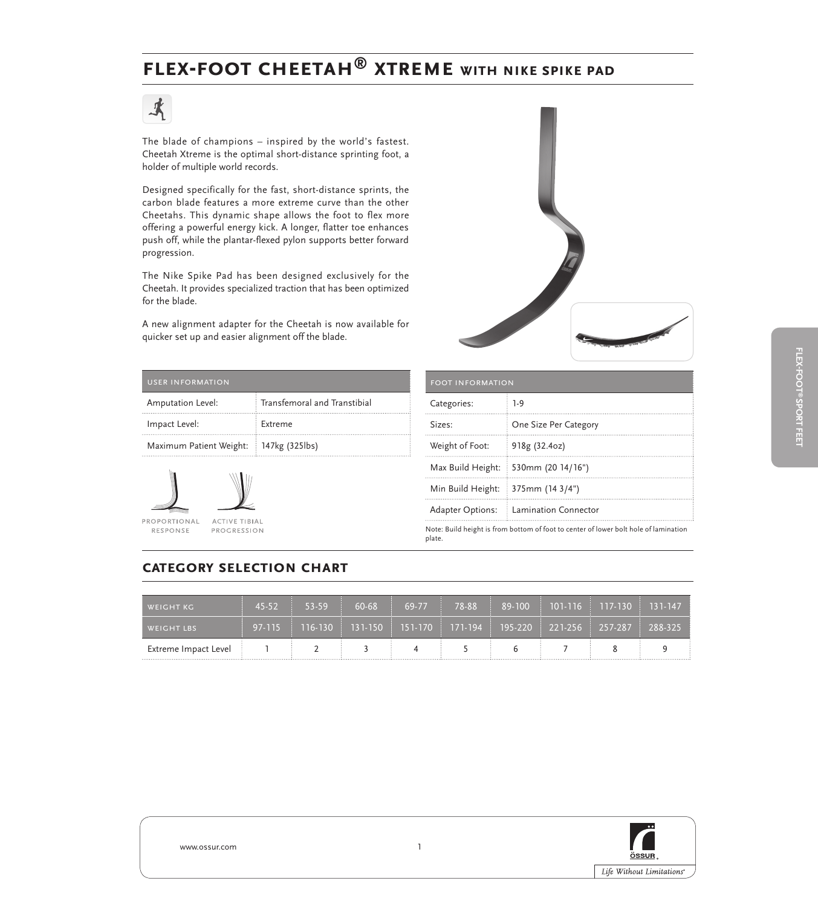# FLEX-FOOT CHEETAH® XTREME WITH NIKE SPIKE PAD

The blade of champions – inspired by the world's fastest. Cheetah Xtreme is the optimal short-distance sprinting foot, a holder of multiple world records.

Designed specifically for the fast, short-distance sprints, the carbon blade features a more extreme curve than the other Cheetahs. This dynamic shape allows the foot to flex more offering a powerful energy kick. A longer, flatter toe enhances push off, while the plantar-flexed pylon supports better forward progression.

The Nike Spike Pad has been designed exclusively for the Cheetah. It provides specialized traction that has been optimized for the blade.

A new alignment adapter for the Cheetah is now available for quicker set up and easier alignment off the blade.

| USER INFORMATION | |
|---|---|
| Amputation Level: | Transfemoral and Transtibial |
| Impact Level: | Extreme |
| Maximum Patient Weight: | 147kg (325lbs) |

PROPORTIONAL RESPONSE

ACTIVE TIBIAL PROGRESSION

| FOOT INFORMATION | |
|---|---|
| Categories: | 1-9 |
| Sizes: | One Size Per Category |
| Weight of Foot: | 918g (32.4oz) |
| Max Build Height: | 530mm (20 14/16") |
| Min Build Height: | 375mm (14 3/4") |
| Adapter Options: | Lamination Connector |

Note: Build height is from bottom of foot to center of lower bolt hole of lamination plate.

## CATEGORY SELECTION CHART

| WEIGHT KG | 45-52 | 53-59 | 60-68 | 69-77 | 78-88 | 89-100 | 101-116 | 117-130 | 131-147 |
|---|---|---|---|---|---|---|---|---|---|
| WEIGHT LBS | 97-115 | 116-130 | 131-150 | 151-170 | 171-194 | 195-220 | 221-256 | 257-287 | 288-325 |
| Extreme Impact Level | 1 | 2 | 3 | 4 | 5 | 6 | 7 | 8 | 9 |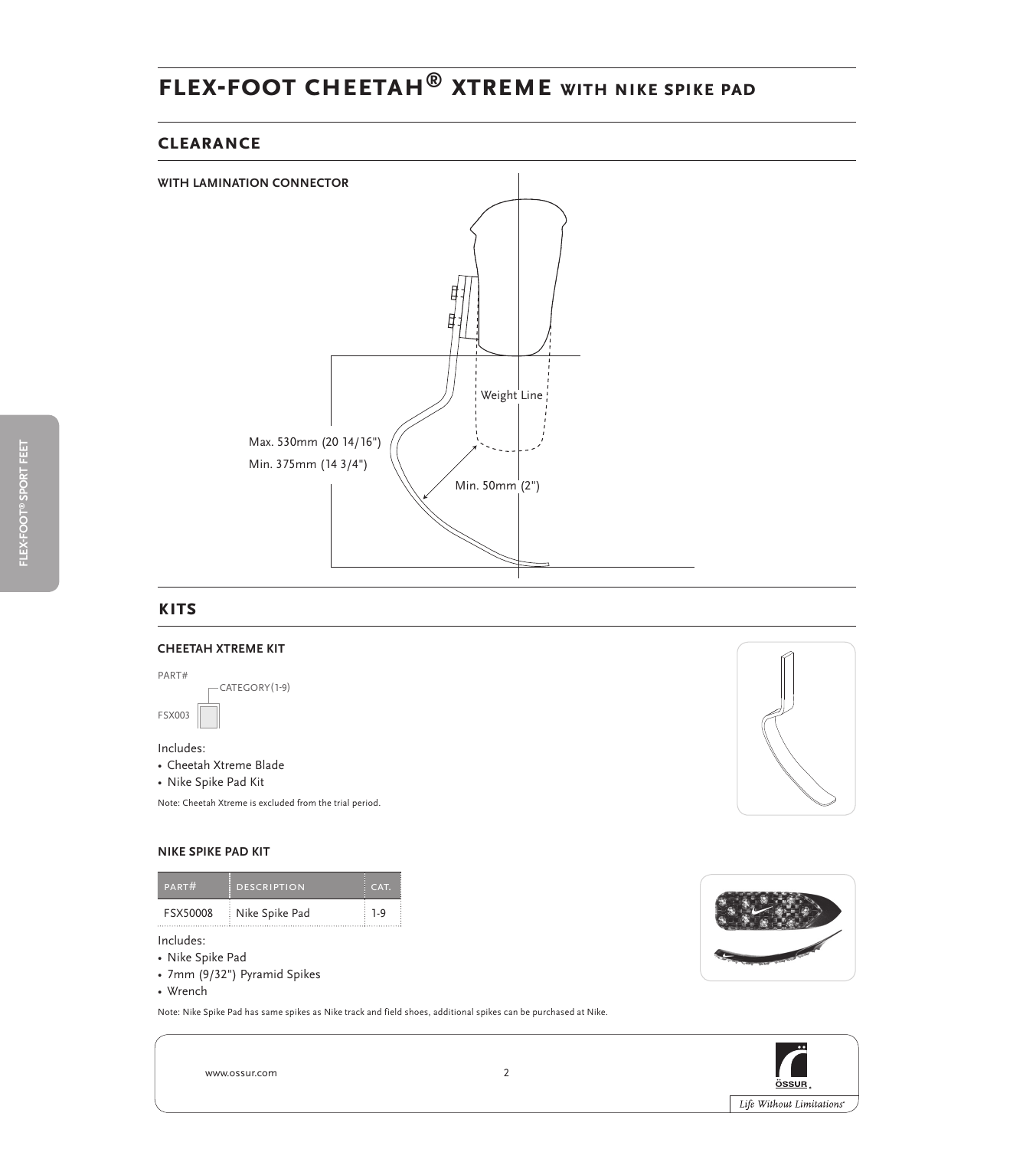# FLEX-FOOT CHEETAH® XTREME WITH NIKE SPIKE PAD

## CLEARANCE

### WITH LAMINATION CONNECTOR

Weight Line

Max. 530mm (20 14/16")

Min. 375mm (14 3/4")

Min. 50mm (2")

## KITS

### CHEETAH XTREME KIT

PART#

CATEGORY(1-9)

FSX003

Includes:

- Cheetah Xtreme Blade
- Nike Spike Pad Kit

Note: Cheetah Xtreme is excluded from the trial period.

### NIKE SPIKE PAD KIT

| PART# | DESCRIPTION | CAT. |
| --- | --- | --- |
| FSX50008 | Nike Spike Pad | 1-9 |

Includes:

- Nike Spike Pad
- 7mm (9/32") Pyramid Spikes
- Wrench

Note: Nike Spike Pad has same spikes as Nike track and field shoes, additional spikes can be purchased at Nike.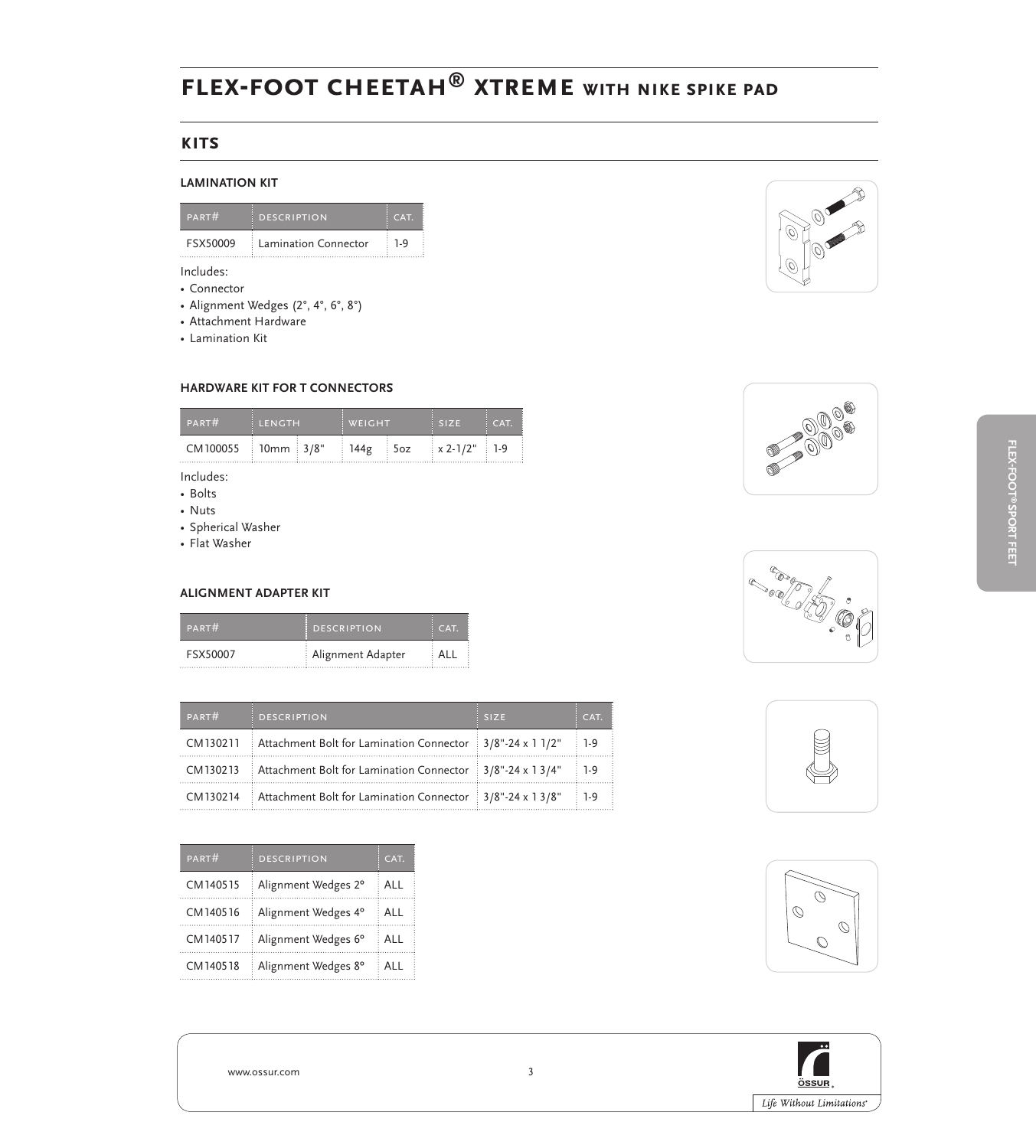# FLEX-FOOT CHEETAH® XTREME WITH NIKE SPIKE PAD

## KITS

### LAMINATION KIT

| PART# | DESCRIPTION | CAT. |
|---|---|---|
| FSX50009 | Lamination Connector | 1-9 |

Includes:

- Connector
- Alignment Wedges (2°, 4°, 6°, 8°)
- Attachment Hardware
- Lamination Kit

### HARDWARE KIT FOR T CONNECTORS

| PART# | LENGTH | | WEIGHT | | SIZE | CAT. |
|---|---|---|---|---|---|---|
| CM100055 | 10mm | 3/8" | 144g | 5oz | x 2-1/2" | 1-9 |

Includes:

- Bolts
- Nuts
- Spherical Washer
- Flat Washer

### ALIGNMENT ADAPTER KIT

| PART# | DESCRIPTION | CAT. |
|---|---|---|
| FSX50007 | Alignment Adapter | ALL |

| PART# | DESCRIPTION | SIZE | CAT. |
|---|---|---|---|
| CM130211 | Attachment Bolt for Lamination Connector | 3/8"-24 x 1 1/2" | 1-9 |
| CM130213 | Attachment Bolt for Lamination Connector | 3/8"-24 x 1 3/4" | 1-9 |
| CM130214 | Attachment Bolt for Lamination Connector | 3/8"-24 x 1 3/8" | 1-9 |

| PART# | DESCRIPTION | CAT. |
|---|---|---|
| CM140515 | Alignment Wedges 2º | ALL |
| CM140516 | Alignment Wedges 4º | ALL |
| CM140517 | Alignment Wedges 6º | ALL |
| CM140518 | Alignment Wedges 8º | ALL |